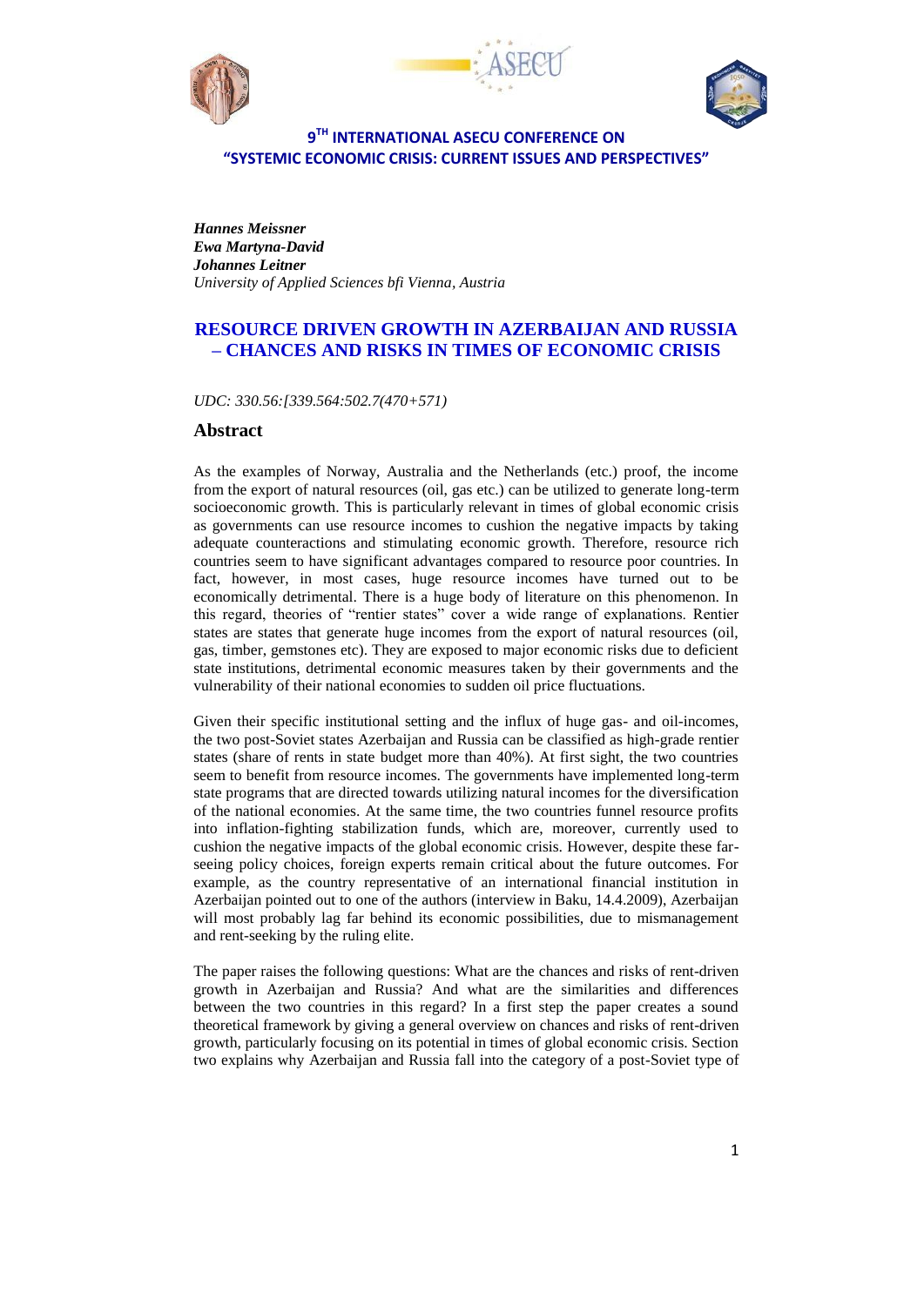**9TH INTERNATIONAL ASECU CONFERENCE ON "SYSTEMIC ECONOMIC CRISIS: CURRENT ISSUES AND PERSPECTIVES"**

***Hannes Meissner***
***Ewa Martyna-David***
***Johannes Leitner***
*University of Applied Sciences bfi Vienna, Austria*

# RESOURCE DRIVEN GROWTH IN AZERBAIJAN AND RUSSIA – CHANCES AND RISKS IN TIMES OF ECONOMIC CRISIS

*UDC: 330.56:[339.564:502.7(470+571)*

## Abstract

As the examples of Norway, Australia and the Netherlands (etc.) proof, the income from the export of natural resources (oil, gas etc.) can be utilized to generate long-term socioeconomic growth. This is particularly relevant in times of global economic crisis as governments can use resource incomes to cushion the negative impacts by taking adequate counteractions and stimulating economic growth. Therefore, resource rich countries seem to have significant advantages compared to resource poor countries. In fact, however, in most cases, huge resource incomes have turned out to be economically detrimental. There is a huge body of literature on this phenomenon. In this regard, theories of "rentier states" cover a wide range of explanations. Rentier states are states that generate huge incomes from the export of natural resources (oil, gas, timber, gemstones etc). They are exposed to major economic risks due to deficient state institutions, detrimental economic measures taken by their governments and the vulnerability of their national economies to sudden oil price fluctuations.

Given their specific institutional setting and the influx of huge gas- and oil-incomes, the two post-Soviet states Azerbaijan and Russia can be classified as high-grade rentier states (share of rents in state budget more than 40%). At first sight, the two countries seem to benefit from resource incomes. The governments have implemented long-term state programs that are directed towards utilizing natural incomes for the diversification of the national economies. At the same time, the two countries funnel resource profits into inflation-fighting stabilization funds, which are, moreover, currently used to cushion the negative impacts of the global economic crisis. However, despite these far-seeing policy choices, foreign experts remain critical about the future outcomes. For example, as the country representative of an international financial institution in Azerbaijan pointed out to one of the authors (interview in Baku, 14.4.2009), Azerbaijan will most probably lag far behind its economic possibilities, due to mismanagement and rent-seeking by the ruling elite.

The paper raises the following questions: What are the chances and risks of rent-driven growth in Azerbaijan and Russia? And what are the similarities and differences between the two countries in this regard? In a first step the paper creates a sound theoretical framework by giving a general overview on chances and risks of rent-driven growth, particularly focusing on its potential in times of global economic crisis. Section two explains why Azerbaijan and Russia fall into the category of a post-Soviet type of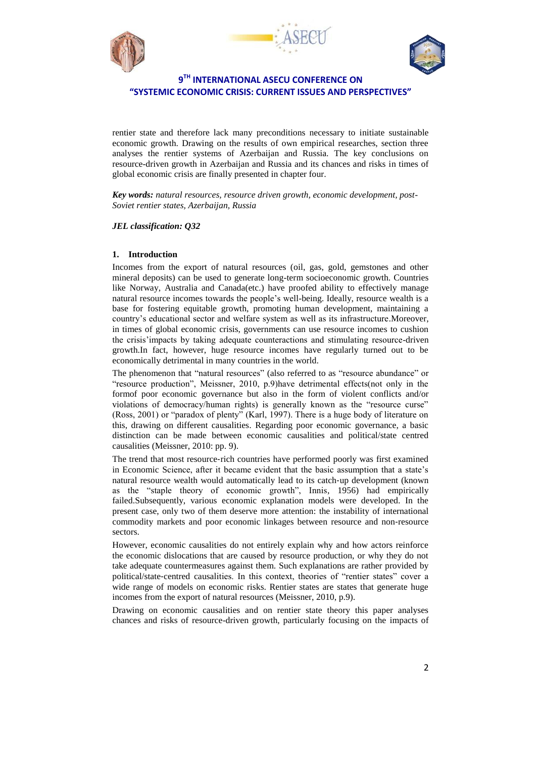rentier state and therefore lack many preconditions necessary to initiate sustainable economic growth. Drawing on the results of own empirical researches, section three analyses the rentier systems of Azerbaijan and Russia. The key conclusions on resource-driven growth in Azerbaijan and Russia and its chances and risks in times of global economic crisis are finally presented in chapter four.

***Key words:*** *natural resources, resource driven growth, economic development, post-Soviet rentier states, Azerbaijan, Russia*

***JEL classification: Q32***

## 1. Introduction

Incomes from the export of natural resources (oil, gas, gold, gemstones and other mineral deposits) can be used to generate long-term socioeconomic growth. Countries like Norway, Australia and Canada(etc.) have proofed ability to effectively manage natural resource incomes towards the people's well-being. Ideally, resource wealth is a base for fostering equitable growth, promoting human development, maintaining a country's educational sector and welfare system as well as its infrastructure.Moreover, in times of global economic crisis, governments can use resource incomes to cushion the crisis'impacts by taking adequate counteractions and stimulating resource-driven growth.In fact, however, huge resource incomes have regularly turned out to be economically detrimental in many countries in the world.

The phenomenon that "natural resources" (also referred to as "resource abundance" or "resource production", Meissner, 2010, p.9)have detrimental effects(not only in the formof poor economic governance but also in the form of violent conflicts and/or violations of democracy/human rights) is generally known as the "resource curse" (Ross, 2001) or "paradox of plenty" (Karl, 1997). There is a huge body of literature on this, drawing on different causalities. Regarding poor economic governance, a basic distinction can be made between economic causalities and political/state centred causalities (Meissner, 2010: pp. 9).

The trend that most resource-rich countries have performed poorly was first examined in Economic Science, after it became evident that the basic assumption that a state's natural resource wealth would automatically lead to its catch-up development (known as the "staple theory of economic growth", Innis, 1956) had empirically failed.Subsequently, various economic explanation models were developed. In the present case, only two of them deserve more attention: the instability of international commodity markets and poor economic linkages between resource and non-resource sectors.

However, economic causalities do not entirely explain why and how actors reinforce the economic dislocations that are caused by resource production, or why they do not take adequate countermeasures against them. Such explanations are rather provided by political/state-centred causalities. In this context, theories of "rentier states" cover a wide range of models on economic risks. Rentier states are states that generate huge incomes from the export of natural resources (Meissner, 2010, p.9).

Drawing on economic causalities and on rentier state theory this paper analyses chances and risks of resource-driven growth, particularly focusing on the impacts of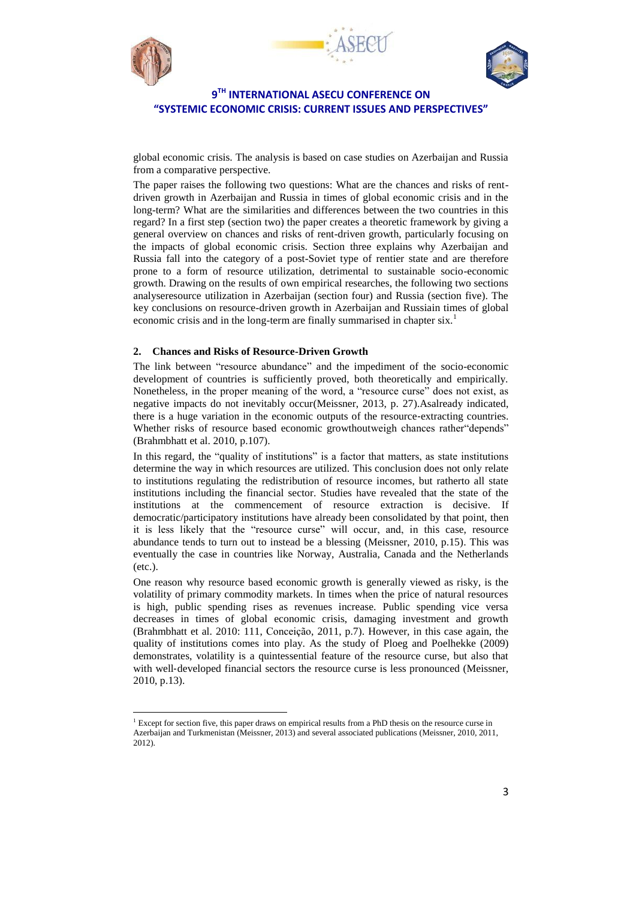global economic crisis. The analysis is based on case studies on Azerbaijan and Russia from a comparative perspective.

The paper raises the following two questions: What are the chances and risks of rent-driven growth in Azerbaijan and Russia in times of global economic crisis and in the long-term? What are the similarities and differences between the two countries in this regard? In a first step (section two) the paper creates a theoretic framework by giving a general overview on chances and risks of rent-driven growth, particularly focusing on the impacts of global economic crisis. Section three explains why Azerbaijan and Russia fall into the category of a post-Soviet type of rentier state and are therefore prone to a form of resource utilization, detrimental to sustainable socio-economic growth. Drawing on the results of own empirical researches, the following two sections analyseresource utilization in Azerbaijan (section four) and Russia (section five). The key conclusions on resource-driven growth in Azerbaijan and Russiain times of global economic crisis and in the long-term are finally summarised in chapter six.[1]

## 2. Chances and Risks of Resource-Driven Growth

The link between "resource abundance" and the impediment of the socio-economic development of countries is sufficiently proved, both theoretically and empirically. Nonetheless, in the proper meaning of the word, a "resource curse" does not exist, as negative impacts do not inevitably occur(Meissner, 2013, p. 27).Asalready indicated, there is a huge variation in the economic outputs of the resource-extracting countries. Whether risks of resource based economic growthoutweigh chances rather"depends" (Brahmbhatt et al. 2010, p.107).

In this regard, the "quality of institutions" is a factor that matters, as state institutions determine the way in which resources are utilized. This conclusion does not only relate to institutions regulating the redistribution of resource incomes, but ratherto all state institutions including the financial sector. Studies have revealed that the state of the institutions at the commencement of resource extraction is decisive. If democratic/participatory institutions have already been consolidated by that point, then it is less likely that the "resource curse" will occur, and, in this case, resource abundance tends to turn out to instead be a blessing (Meissner, 2010, p.15). This was eventually the case in countries like Norway, Australia, Canada and the Netherlands (etc.).

One reason why resource based economic growth is generally viewed as risky, is the volatility of primary commodity markets. In times when the price of natural resources is high, public spending rises as revenues increase. Public spending vice versa decreases in times of global economic crisis, damaging investment and growth (Brahmbhatt et al. 2010: 111, Conceição, 2011, p.7). However, in this case again, the quality of institutions comes into play. As the study of Ploeg and Poelhekke (2009) demonstrates, volatility is a quintessential feature of the resource curse, but also that with well-developed financial sectors the resource curse is less pronounced (Meissner, 2010, p.13).

---

[1] Except for section five, this paper draws on empirical results from a PhD thesis on the resource curse in Azerbaijan and Turkmenistan (Meissner, 2013) and several associated publications (Meissner, 2010, 2011, 2012).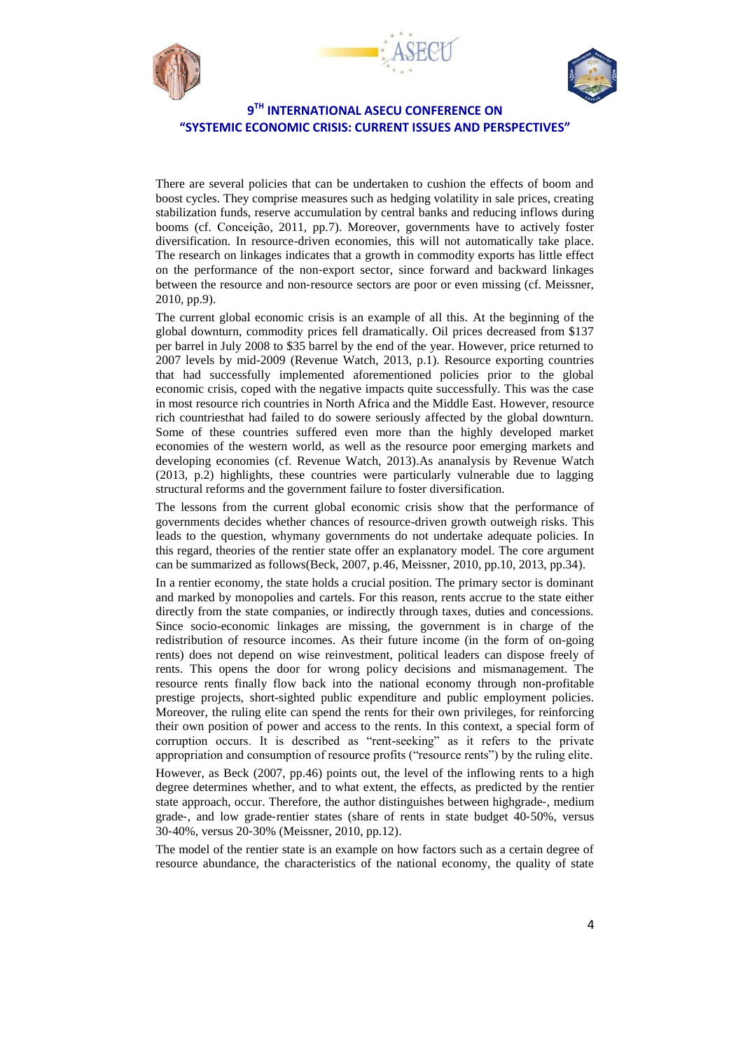There are several policies that can be undertaken to cushion the effects of boom and boost cycles. They comprise measures such as hedging volatility in sale prices, creating stabilization funds, reserve accumulation by central banks and reducing inflows during booms (cf. Conceição, 2011, pp.7). Moreover, governments have to actively foster diversification. In resource-driven economies, this will not automatically take place. The research on linkages indicates that a growth in commodity exports has little effect on the performance of the non-export sector, since forward and backward linkages between the resource and non-resource sectors are poor or even missing (cf. Meissner, 2010, pp.9).

The current global economic crisis is an example of all this. At the beginning of the global downturn, commodity prices fell dramatically. Oil prices decreased from $137 per barrel in July 2008 to $35 barrel by the end of the year. However, price returned to 2007 levels by mid-2009 (Revenue Watch, 2013, p.1). Resource exporting countries that had successfully implemented aforementioned policies prior to the global economic crisis, coped with the negative impacts quite successfully. This was the case in most resource rich countries in North Africa and the Middle East. However, resource rich countriesthat had failed to do sowere seriously affected by the global downturn. Some of these countries suffered even more than the highly developed market economies of the western world, as well as the resource poor emerging markets and developing economies (cf. Revenue Watch, 2013).As ananalysis by Revenue Watch (2013, p.2) highlights, these countries were particularly vulnerable due to lagging structural reforms and the government failure to foster diversification.

The lessons from the current global economic crisis show that the performance of governments decides whether chances of resource-driven growth outweigh risks. This leads to the question, whymany governments do not undertake adequate policies. In this regard, theories of the rentier state offer an explanatory model. The core argument can be summarized as follows(Beck, 2007, p.46, Meissner, 2010, pp.10, 2013, pp.34).

In a rentier economy, the state holds a crucial position. The primary sector is dominant and marked by monopolies and cartels. For this reason, rents accrue to the state either directly from the state companies, or indirectly through taxes, duties and concessions. Since socio-economic linkages are missing, the government is in charge of the redistribution of resource incomes. As their future income (in the form of on-going rents) does not depend on wise reinvestment, political leaders can dispose freely of rents. This opens the door for wrong policy decisions and mismanagement. The resource rents finally flow back into the national economy through non-profitable prestige projects, short-sighted public expenditure and public employment policies. Moreover, the ruling elite can spend the rents for their own privileges, for reinforcing their own position of power and access to the rents. In this context, a special form of corruption occurs. It is described as "rent-seeking" as it refers to the private appropriation and consumption of resource profits ("resource rents") by the ruling elite.

However, as Beck (2007, pp.46) points out, the level of the inflowing rents to a high degree determines whether, and to what extent, the effects, as predicted by the rentier state approach, occur. Therefore, the author distinguishes between highgrade-, medium grade-, and low grade-rentier states (share of rents in state budget 40-50%, versus 30-40%, versus 20-30% (Meissner, 2010, pp.12).

The model of the rentier state is an example on how factors such as a certain degree of resource abundance, the characteristics of the national economy, the quality of state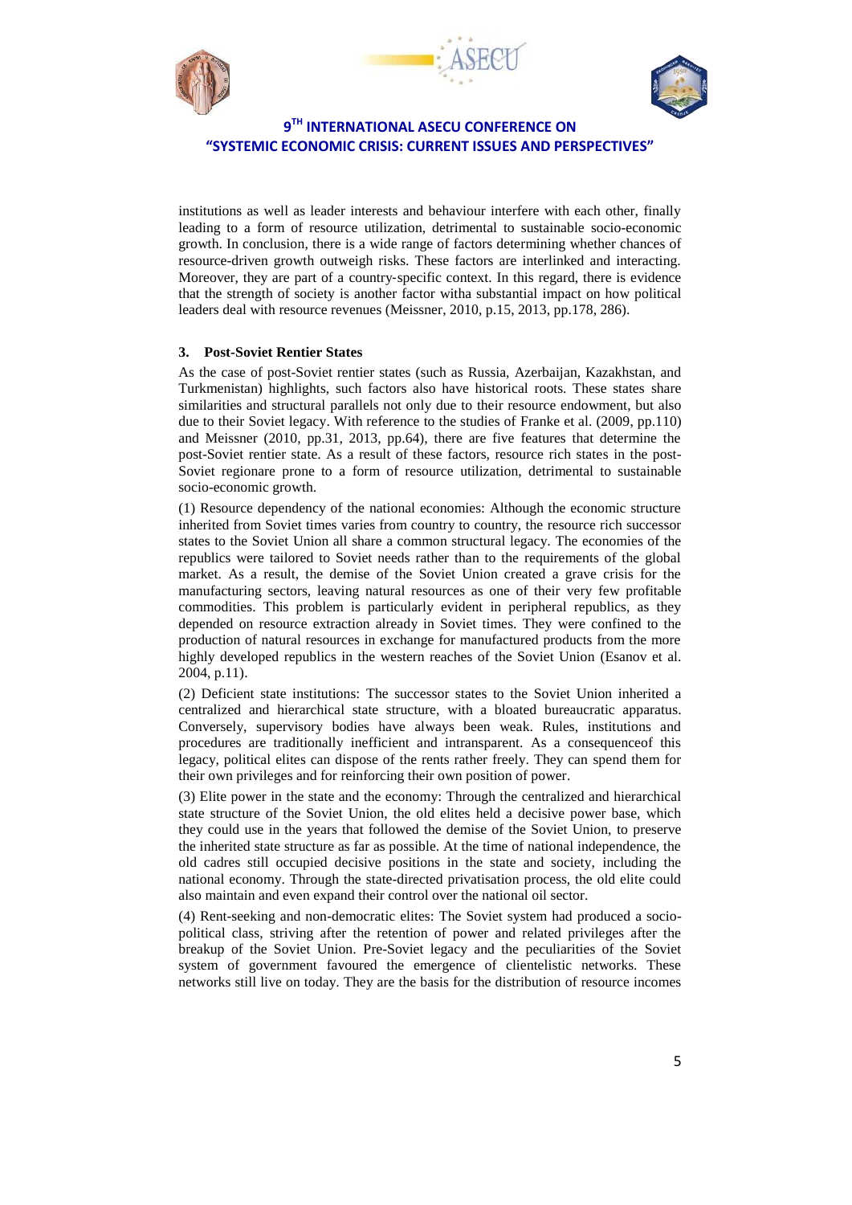institutions as well as leader interests and behaviour interfere with each other, finally leading to a form of resource utilization, detrimental to sustainable socio-economic growth. In conclusion, there is a wide range of factors determining whether chances of resource-driven growth outweigh risks. These factors are interlinked and interacting. Moreover, they are part of a country-specific context. In this regard, there is evidence that the strength of society is another factor witha substantial impact on how political leaders deal with resource revenues (Meissner, 2010, p.15, 2013, pp.178, 286).

## 3. Post-Soviet Rentier States

As the case of post-Soviet rentier states (such as Russia, Azerbaijan, Kazakhstan, and Turkmenistan) highlights, such factors also have historical roots. These states share similarities and structural parallels not only due to their resource endowment, but also due to their Soviet legacy. With reference to the studies of Franke et al. (2009, pp.110) and Meissner (2010, pp.31, 2013, pp.64), there are five features that determine the post-Soviet rentier state. As a result of these factors, resource rich states in the post-Soviet regionare prone to a form of resource utilization, detrimental to sustainable socio-economic growth.

(1) Resource dependency of the national economies: Although the economic structure inherited from Soviet times varies from country to country, the resource rich successor states to the Soviet Union all share a common structural legacy. The economies of the republics were tailored to Soviet needs rather than to the requirements of the global market. As a result, the demise of the Soviet Union created a grave crisis for the manufacturing sectors, leaving natural resources as one of their very few profitable commodities. This problem is particularly evident in peripheral republics, as they depended on resource extraction already in Soviet times. They were confined to the production of natural resources in exchange for manufactured products from the more highly developed republics in the western reaches of the Soviet Union (Esanov et al. 2004, p.11).

(2) Deficient state institutions: The successor states to the Soviet Union inherited a centralized and hierarchical state structure, with a bloated bureaucratic apparatus. Conversely, supervisory bodies have always been weak. Rules, institutions and procedures are traditionally inefficient and intransparent. As a consequenceof this legacy, political elites can dispose of the rents rather freely. They can spend them for their own privileges and for reinforcing their own position of power.

(3) Elite power in the state and the economy: Through the centralized and hierarchical state structure of the Soviet Union, the old elites held a decisive power base, which they could use in the years that followed the demise of the Soviet Union, to preserve the inherited state structure as far as possible. At the time of national independence, the old cadres still occupied decisive positions in the state and society, including the national economy. Through the state-directed privatisation process, the old elite could also maintain and even expand their control over the national oil sector.

(4) Rent-seeking and non-democratic elites: The Soviet system had produced a socio-political class, striving after the retention of power and related privileges after the breakup of the Soviet Union. Pre-Soviet legacy and the peculiarities of the Soviet system of government favoured the emergence of clientelistic networks. These networks still live on today. They are the basis for the distribution of resource incomes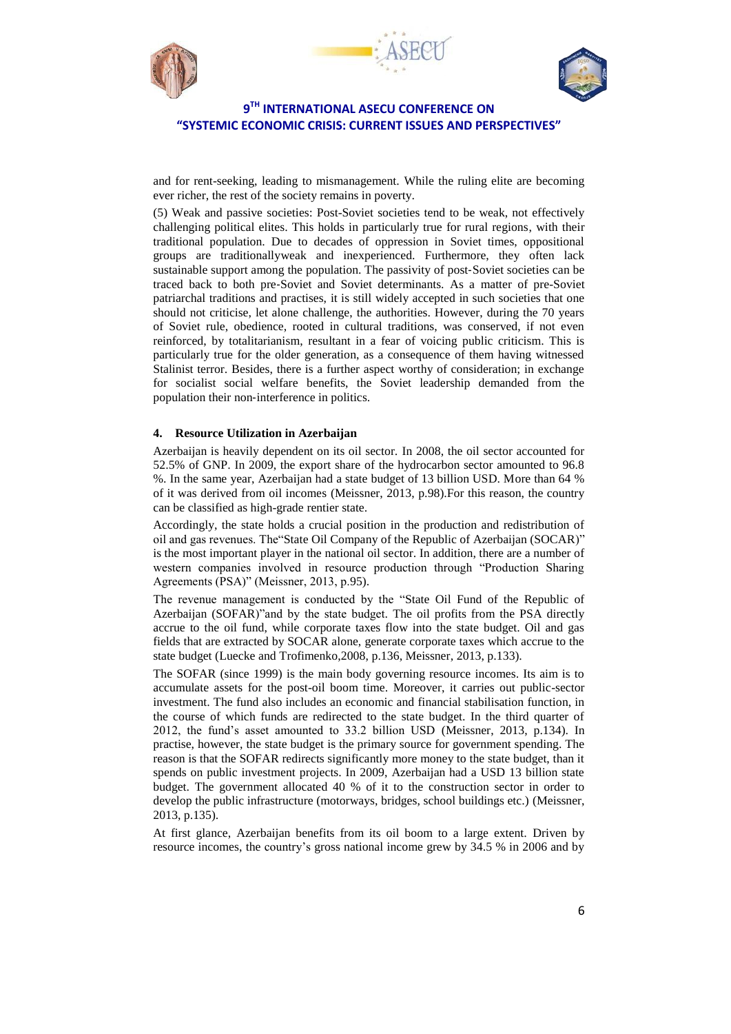and for rent-seeking, leading to mismanagement. While the ruling elite are becoming ever richer, the rest of the society remains in poverty.

(5) Weak and passive societies: Post-Soviet societies tend to be weak, not effectively challenging political elites. This holds in particularly true for rural regions, with their traditional population. Due to decades of oppression in Soviet times, oppositional groups are traditionallyweak and inexperienced. Furthermore, they often lack sustainable support among the population. The passivity of post-Soviet societies can be traced back to both pre-Soviet and Soviet determinants. As a matter of pre-Soviet patriarchal traditions and practises, it is still widely accepted in such societies that one should not criticise, let alone challenge, the authorities. However, during the 70 years of Soviet rule, obedience, rooted in cultural traditions, was conserved, if not even reinforced, by totalitarianism, resultant in a fear of voicing public criticism. This is particularly true for the older generation, as a consequence of them having witnessed Stalinist terror. Besides, there is a further aspect worthy of consideration; in exchange for socialist social welfare benefits, the Soviet leadership demanded from the population their non-interference in politics.

## 4. Resource Utilization in Azerbaijan

Azerbaijan is heavily dependent on its oil sector. In 2008, the oil sector accounted for 52.5% of GNP. In 2009, the export share of the hydrocarbon sector amounted to 96.8 %. In the same year, Azerbaijan had a state budget of 13 billion USD. More than 64 % of it was derived from oil incomes (Meissner, 2013, p.98).For this reason, the country can be classified as high-grade rentier state.

Accordingly, the state holds a crucial position in the production and redistribution of oil and gas revenues. The"State Oil Company of the Republic of Azerbaijan (SOCAR)" is the most important player in the national oil sector. In addition, there are a number of western companies involved in resource production through "Production Sharing Agreements (PSA)" (Meissner, 2013, p.95).

The revenue management is conducted by the "State Oil Fund of the Republic of Azerbaijan (SOFAR)"and by the state budget. The oil profits from the PSA directly accrue to the oil fund, while corporate taxes flow into the state budget. Oil and gas fields that are extracted by SOCAR alone, generate corporate taxes which accrue to the state budget (Luecke and Trofimenko,2008, p.136, Meissner, 2013, p.133).

The SOFAR (since 1999) is the main body governing resource incomes. Its aim is to accumulate assets for the post-oil boom time. Moreover, it carries out public-sector investment. The fund also includes an economic and financial stabilisation function, in the course of which funds are redirected to the state budget. In the third quarter of 2012, the fund's asset amounted to 33.2 billion USD (Meissner, 2013, p.134). In practise, however, the state budget is the primary source for government spending. The reason is that the SOFAR redirects significantly more money to the state budget, than it spends on public investment projects. In 2009, Azerbaijan had a USD 13 billion state budget. The government allocated 40 % of it to the construction sector in order to develop the public infrastructure (motorways, bridges, school buildings etc.) (Meissner, 2013, p.135).

At first glance, Azerbaijan benefits from its oil boom to a large extent. Driven by resource incomes, the country's gross national income grew by 34.5 % in 2006 and by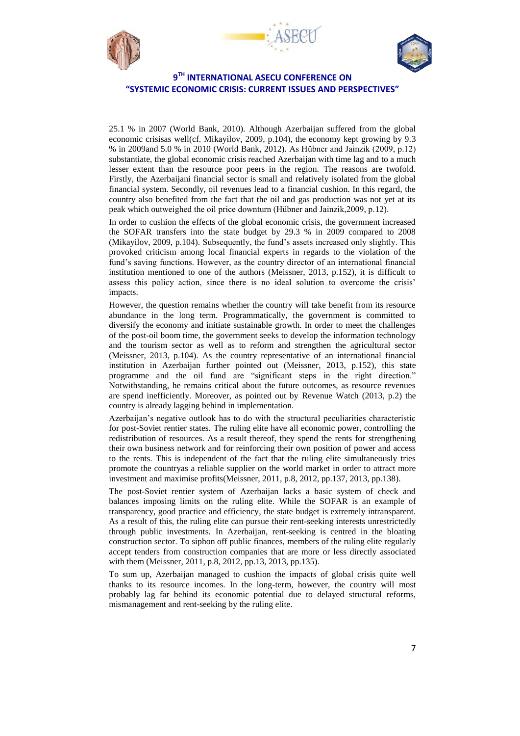25.1 % in 2007 (World Bank, 2010). Although Azerbaijan suffered from the global economic crisisas well(cf. Mikayilov, 2009, p.104), the economy kept growing by 9.3 % in 2009and 5.0 % in 2010 (World Bank, 2012). As Hübner and Jainzik (2009, p.12) substantiate, the global economic crisis reached Azerbaijan with time lag and to a much lesser extent than the resource poor peers in the region. The reasons are twofold. Firstly, the Azerbaijani financial sector is small and relatively isolated from the global financial system. Secondly, oil revenues lead to a financial cushion. In this regard, the country also benefited from the fact that the oil and gas production was not yet at its peak which outweighed the oil price downturn (Hübner and Jainzik,2009, p.12).

In order to cushion the effects of the global economic crisis, the government increased the SOFAR transfers into the state budget by 29.3 % in 2009 compared to 2008 (Mikayilov, 2009, p.104). Subsequently, the fund's assets increased only slightly. This provoked criticism among local financial experts in regards to the violation of the fund's saving functions. However, as the country director of an international financial institution mentioned to one of the authors (Meissner, 2013, p.152), it is difficult to assess this policy action, since there is no ideal solution to overcome the crisis' impacts.

However, the question remains whether the country will take benefit from its resource abundance in the long term. Programmatically, the government is committed to diversify the economy and initiate sustainable growth. In order to meet the challenges of the post-oil boom time, the government seeks to develop the information technology and the tourism sector as well as to reform and strengthen the agricultural sector (Meissner, 2013, p.104). As the country representative of an international financial institution in Azerbaijan further pointed out (Meissner, 2013, p.152), this state programme and the oil fund are "significant steps in the right direction." Notwithstanding, he remains critical about the future outcomes, as resource revenues are spend inefficiently. Moreover, as pointed out by Revenue Watch (2013, p.2) the country is already lagging behind in implementation.

Azerbaijan's negative outlook has to do with the structural peculiarities characteristic for post-Soviet rentier states. The ruling elite have all economic power, controlling the redistribution of resources. As a result thereof, they spend the rents for strengthening their own business network and for reinforcing their own position of power and access to the rents. This is independent of the fact that the ruling elite simultaneously tries promote the countryas a reliable supplier on the world market in order to attract more investment and maximise profits(Meissner, 2011, p.8, 2012, pp.137, 2013, pp.138).

The post-Soviet rentier system of Azerbaijan lacks a basic system of check and balances imposing limits on the ruling elite. While the SOFAR is an example of transparency, good practice and efficiency, the state budget is extremely intransparent. As a result of this, the ruling elite can pursue their rent-seeking interests unrestrictedly through public investments. In Azerbaijan, rent-seeking is centred in the bloating construction sector. To siphon off public finances, members of the ruling elite regularly accept tenders from construction companies that are more or less directly associated with them (Meissner, 2011, p.8, 2012, pp.13, 2013, pp.135).

To sum up, Azerbaijan managed to cushion the impacts of global crisis quite well thanks to its resource incomes. In the long-term, however, the country will most probably lag far behind its economic potential due to delayed structural reforms, mismanagement and rent-seeking by the ruling elite.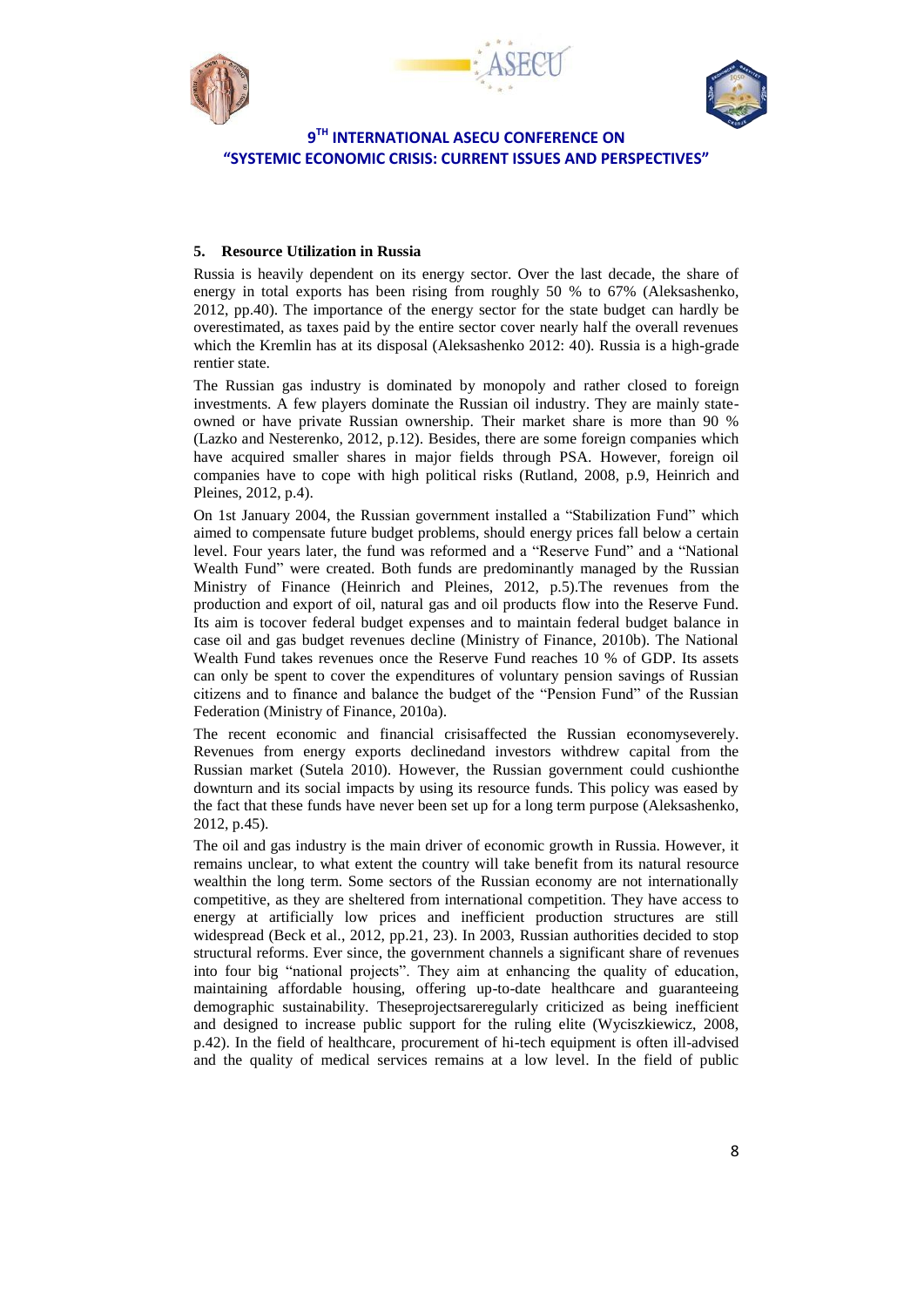## 5. Resource Utilization in Russia

Russia is heavily dependent on its energy sector. Over the last decade, the share of energy in total exports has been rising from roughly 50 % to 67% (Aleksashenko, 2012, pp.40). The importance of the energy sector for the state budget can hardly be overestimated, as taxes paid by the entire sector cover nearly half the overall revenues which the Kremlin has at its disposal (Aleksashenko 2012: 40). Russia is a high-grade rentier state.

The Russian gas industry is dominated by monopoly and rather closed to foreign investments. A few players dominate the Russian oil industry. They are mainly state-owned or have private Russian ownership. Their market share is more than 90 % (Lazko and Nesterenko, 2012, p.12). Besides, there are some foreign companies which have acquired smaller shares in major fields through PSA. However, foreign oil companies have to cope with high political risks (Rutland, 2008, p.9, Heinrich and Pleines, 2012, p.4).

On 1st January 2004, the Russian government installed a "Stabilization Fund" which aimed to compensate future budget problems, should energy prices fall below a certain level. Four years later, the fund was reformed and a "Reserve Fund" and a "National Wealth Fund" were created. Both funds are predominantly managed by the Russian Ministry of Finance (Heinrich and Pleines, 2012, p.5).The revenues from the production and export of oil, natural gas and oil products flow into the Reserve Fund. Its aim is tocover federal budget expenses and to maintain federal budget balance in case oil and gas budget revenues decline (Ministry of Finance, 2010b). The National Wealth Fund takes revenues once the Reserve Fund reaches 10 % of GDP. Its assets can only be spent to cover the expenditures of voluntary pension savings of Russian citizens and to finance and balance the budget of the "Pension Fund" of the Russian Federation (Ministry of Finance, 2010a).

The recent economic and financial crisisaffected the Russian economyseverely. Revenues from energy exports declinedand investors withdrew capital from the Russian market (Sutela 2010). However, the Russian government could cushionthe downturn and its social impacts by using its resource funds. This policy was eased by the fact that these funds have never been set up for a long term purpose (Aleksashenko, 2012, p.45).

The oil and gas industry is the main driver of economic growth in Russia. However, it remains unclear, to what extent the country will take benefit from its natural resource wealthin the long term. Some sectors of the Russian economy are not internationally competitive, as they are sheltered from international competition. They have access to energy at artificially low prices and inefficient production structures are still widespread (Beck et al., 2012, pp.21, 23). In 2003, Russian authorities decided to stop structural reforms. Ever since, the government channels a significant share of revenues into four big "national projects". They aim at enhancing the quality of education, maintaining affordable housing, offering up-to-date healthcare and guaranteeing demographic sustainability. Theseprojectsareregularly criticized as being inefficient and designed to increase public support for the ruling elite (Wyciszkiewicz, 2008, p.42). In the field of healthcare, procurement of hi-tech equipment is often ill-advised and the quality of medical services remains at a low level. In the field of public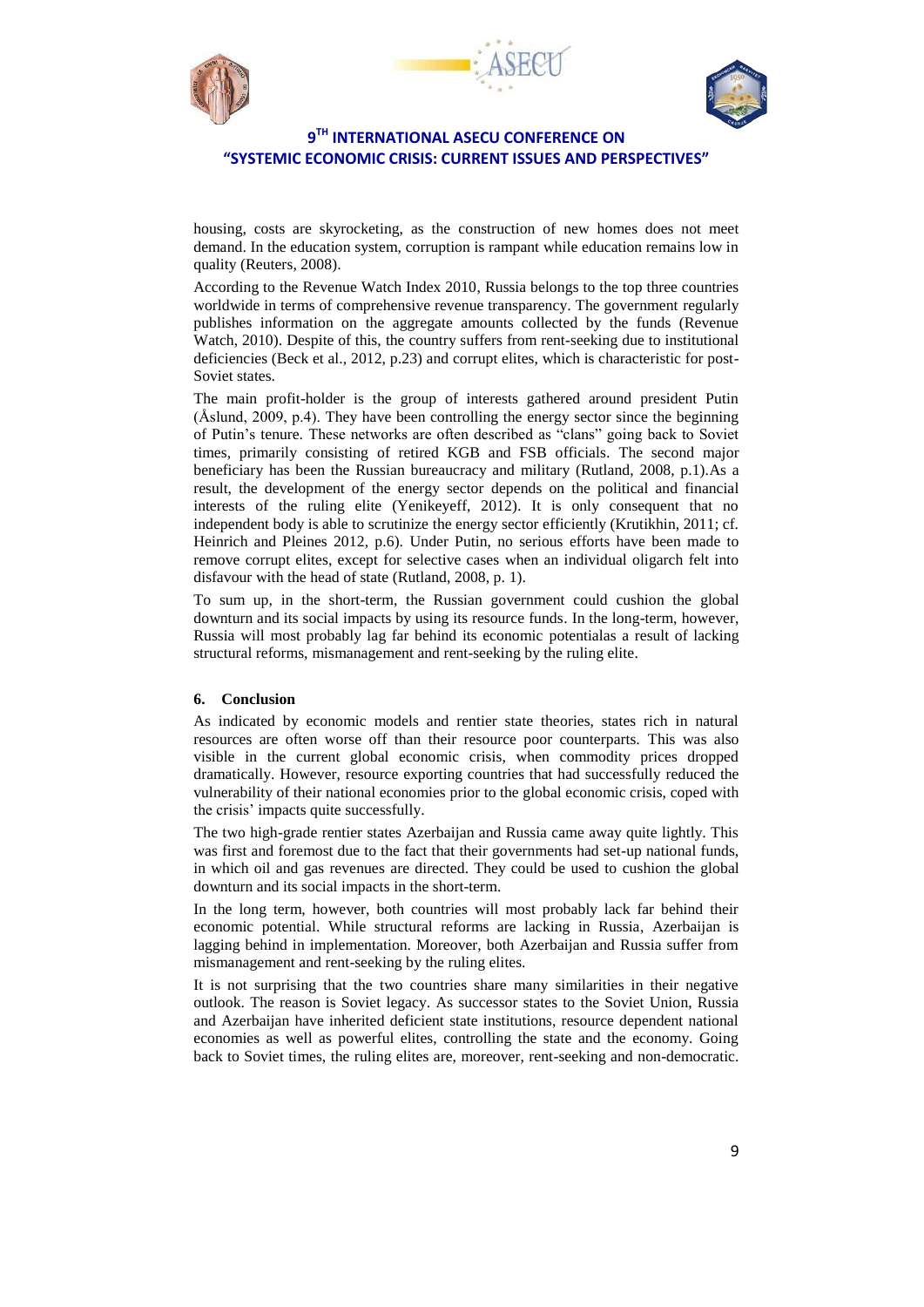housing, costs are skyrocketing, as the construction of new homes does not meet demand. In the education system, corruption is rampant while education remains low in quality (Reuters, 2008).

According to the Revenue Watch Index 2010, Russia belongs to the top three countries worldwide in terms of comprehensive revenue transparency. The government regularly publishes information on the aggregate amounts collected by the funds (Revenue Watch, 2010). Despite of this, the country suffers from rent-seeking due to institutional deficiencies (Beck et al., 2012, p.23) and corrupt elites, which is characteristic for post-Soviet states.

The main profit-holder is the group of interests gathered around president Putin (Åslund, 2009, p.4). They have been controlling the energy sector since the beginning of Putin's tenure. These networks are often described as "clans" going back to Soviet times, primarily consisting of retired KGB and FSB officials. The second major beneficiary has been the Russian bureaucracy and military (Rutland, 2008, p.1).As a result, the development of the energy sector depends on the political and financial interests of the ruling elite (Yenikeyeff, 2012). It is only consequent that no independent body is able to scrutinize the energy sector efficiently (Krutikhin, 2011; cf. Heinrich and Pleines 2012, p.6). Under Putin, no serious efforts have been made to remove corrupt elites, except for selective cases when an individual oligarch felt into disfavour with the head of state (Rutland, 2008, p. 1).

To sum up, in the short-term, the Russian government could cushion the global downturn and its social impacts by using its resource funds. In the long-term, however, Russia will most probably lag far behind its economic potentialas a result of lacking structural reforms, mismanagement and rent-seeking by the ruling elite.

## 6. Conclusion

As indicated by economic models and rentier state theories, states rich in natural resources are often worse off than their resource poor counterparts. This was also visible in the current global economic crisis, when commodity prices dropped dramatically. However, resource exporting countries that had successfully reduced the vulnerability of their national economies prior to the global economic crisis, coped with the crisis' impacts quite successfully.

The two high-grade rentier states Azerbaijan and Russia came away quite lightly. This was first and foremost due to the fact that their governments had set-up national funds, in which oil and gas revenues are directed. They could be used to cushion the global downturn and its social impacts in the short-term.

In the long term, however, both countries will most probably lack far behind their economic potential. While structural reforms are lacking in Russia, Azerbaijan is lagging behind in implementation. Moreover, both Azerbaijan and Russia suffer from mismanagement and rent-seeking by the ruling elites.

It is not surprising that the two countries share many similarities in their negative outlook. The reason is Soviet legacy. As successor states to the Soviet Union, Russia and Azerbaijan have inherited deficient state institutions, resource dependent national economies as well as powerful elites, controlling the state and the economy. Going back to Soviet times, the ruling elites are, moreover, rent-seeking and non-democratic.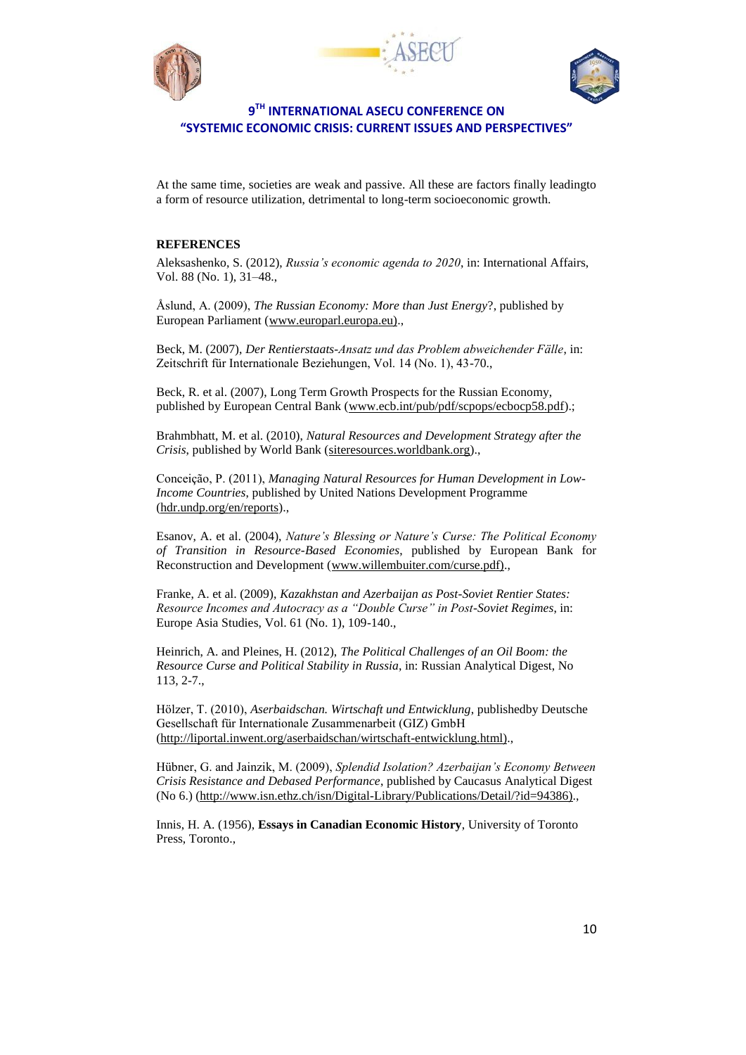At the same time, societies are weak and passive. All these are factors finally leadingto a form of resource utilization, detrimental to long-term socioeconomic growth.

### REFERENCES

Aleksashenko, S. (2012), *Russia's economic agenda to 2020*, in: International Affairs, Vol. 88 (No. 1), 31–48.,

Åslund, A. (2009), *The Russian Economy: More than Just Energy*?, published by European Parliament (www.europarl.europa.eu).,

Beck, M. (2007), *Der Rentierstaats-Ansatz und das Problem abweichender Fälle*, in: Zeitschrift für Internationale Beziehungen, Vol. 14 (No. 1), 43-70.,

Beck, R. et al. (2007), Long Term Growth Prospects for the Russian Economy, published by European Central Bank (www.ecb.int/pub/pdf/scpops/ecbocp58.pdf).;

Brahmbhatt, M. et al. (2010), *Natural Resources and Development Strategy after the Crisis*, published by World Bank (siteresources.worldbank.org).,

Conceição, P. (2011), *Managing Natural Resources for Human Development in Low-Income Countries*, published by United Nations Development Programme (hdr.undp.org/en/reports).,

Esanov, A. et al. (2004), *Nature's Blessing or Nature's Curse: The Political Economy of Transition in Resource-Based Economies*, published by European Bank for Reconstruction and Development (www.willembuiter.com/curse.pdf).,

Franke, A. et al. (2009), *Kazakhstan and Azerbaijan as Post-Soviet Rentier States: Resource Incomes and Autocracy as a "Double Curse" in Post-Soviet Regimes*, in: Europe Asia Studies, Vol. 61 (No. 1), 109-140.,

Heinrich, A. and Pleines, H. (2012), *The Political Challenges of an Oil Boom: the Resource Curse and Political Stability in Russia*, in: Russian Analytical Digest, No 113, 2-7.,

Hölzer, T. (2010), *Aserbaidschan. Wirtschaft und Entwicklung*, publishedby Deutsche Gesellschaft für Internationale Zusammenarbeit (GIZ) GmbH (http://liportal.inwent.org/aserbaidschan/wirtschaft-entwicklung.html).,

Hübner, G. and Jainzik, M. (2009), *Splendid Isolation? Azerbaijan's Economy Between Crisis Resistance and Debased Performance*, published by Caucasus Analytical Digest (No 6.) (http://www.isn.ethz.ch/isn/Digital-Library/Publications/Detail/?id=94386).,

Innis, H. A. (1956), **Essays in Canadian Economic History**, University of Toronto Press, Toronto.,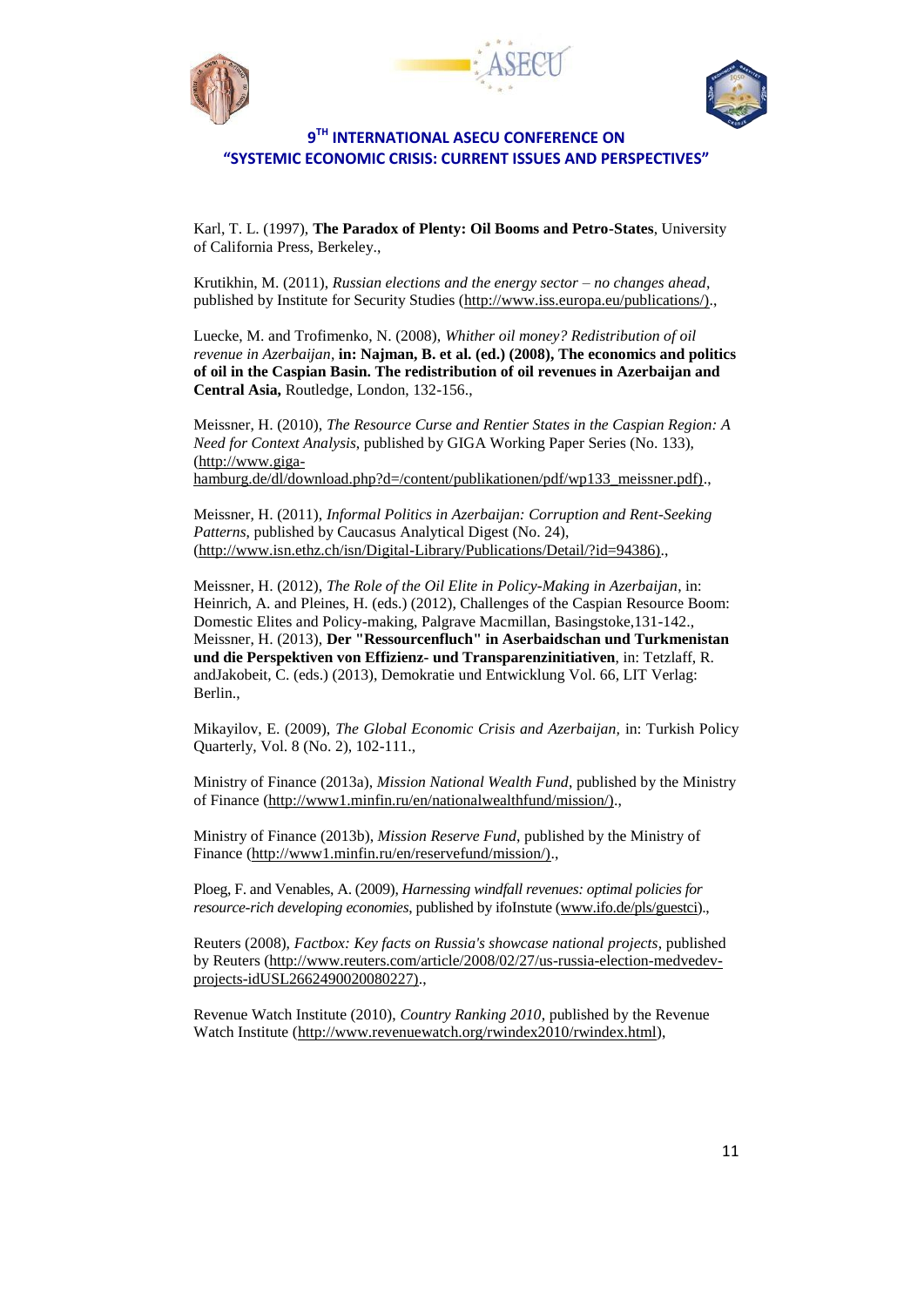Karl, T. L. (1997), **The Paradox of Plenty: Oil Booms and Petro-States**, University of California Press, Berkeley.,

Krutikhin, M. (2011), *Russian elections and the energy sector – no changes ahead*, published by Institute for Security Studies (http://www.iss.europa.eu/publications/).,

Luecke, M. and Trofimenko, N. (2008), *Whither oil money? Redistribution of oil revenue in Azerbaijan*, **in: Najman, B. et al. (ed.) (2008), The economics and politics of oil in the Caspian Basin. The redistribution of oil revenues in Azerbaijan and Central Asia,** Routledge, London, 132-156.,

Meissner, H. (2010), *The Resource Curse and Rentier States in the Caspian Region: A Need for Context Analysis*, published by GIGA Working Paper Series (No. 133), (http://www.giga-hamburg.de/dl/download.php?d=/content/publikationen/pdf/wp133_meissner.pdf).,

Meissner, H. (2011), *Informal Politics in Azerbaijan: Corruption and Rent-Seeking Patterns*, published by Caucasus Analytical Digest (No. 24), (http://www.isn.ethz.ch/isn/Digital-Library/Publications/Detail/?id=94386).,

Meissner, H. (2012), *The Role of the Oil Elite in Policy-Making in Azerbaijan*, in: Heinrich, A. and Pleines, H. (eds.) (2012), Challenges of the Caspian Resource Boom: Domestic Elites and Policy-making, Palgrave Macmillan, Basingstoke,131-142., Meissner, H. (2013), **Der "Ressourcenfluch" in Aserbaidschan und Turkmenistan und die Perspektiven von Effizienz- und Transparenzinitiativen**, in: Tetzlaff, R. andJakobeit, C. (eds.) (2013), Demokratie und Entwicklung Vol. 66, LIT Verlag: Berlin.,

Mikayilov, E. (2009), *The Global Economic Crisis and Azerbaijan*, in: Turkish Policy Quarterly, Vol. 8 (No. 2), 102-111.,

Ministry of Finance (2013a), *Mission National Wealth Fund*, published by the Ministry of Finance (http://www1.minfin.ru/en/nationalwealthfund/mission/).,

Ministry of Finance (2013b), *Mission Reserve Fund*, published by the Ministry of Finance (http://www1.minfin.ru/en/reservefund/mission/).,

Ploeg, F. and Venables, A. (2009), *Harnessing windfall revenues: optimal policies for resource-rich developing economies*, published by ifoInstute (www.ifo.de/pls/guestci).,

Reuters (2008), *Factbox: Key facts on Russia's showcase national projects*, published by Reuters (http://www.reuters.com/article/2008/02/27/us-russia-election-medvedev-projects-idUSL2662490020080227).,

Revenue Watch Institute (2010), *Country Ranking 2010*, published by the Revenue Watch Institute (http://www.revenuewatch.org/rwindex2010/rwindex.html),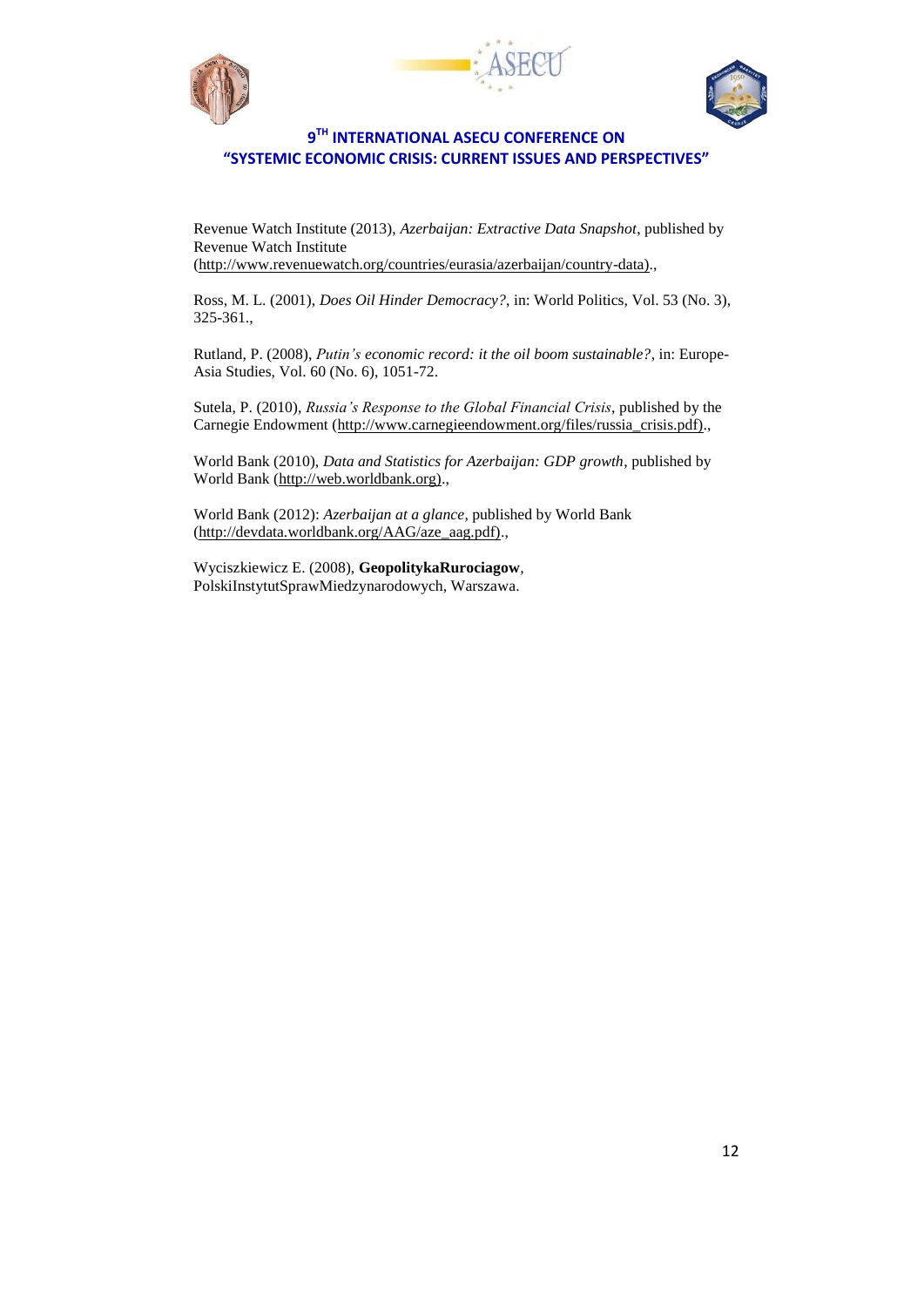Revenue Watch Institute (2013), *Azerbaijan: Extractive Data Snapshot*, published by Revenue Watch Institute (http://www.revenuewatch.org/countries/eurasia/azerbaijan/country-data).,

Ross, M. L. (2001), *Does Oil Hinder Democracy?*, in: World Politics, Vol. 53 (No. 3), 325-361.,

Rutland, P. (2008), *Putin's economic record: it the oil boom sustainable?*, in: Europe-Asia Studies, Vol. 60 (No. 6), 1051-72.

Sutela, P. (2010), *Russia's Response to the Global Financial Crisis*, published by the Carnegie Endowment (http://www.carnegieendowment.org/files/russia_crisis.pdf).,

World Bank (2010), *Data and Statistics for Azerbaijan: GDP growth*, published by World Bank (http://web.worldbank.org).,

World Bank (2012): *Azerbaijan at a glance*, published by World Bank (http://devdata.worldbank.org/AAG/aze_aag.pdf).,

Wyciszkiewicz E. (2008), **GeopolitykaRurociagow**, PolskiInstytutSprawMiedzynarodowych, Warszawa.